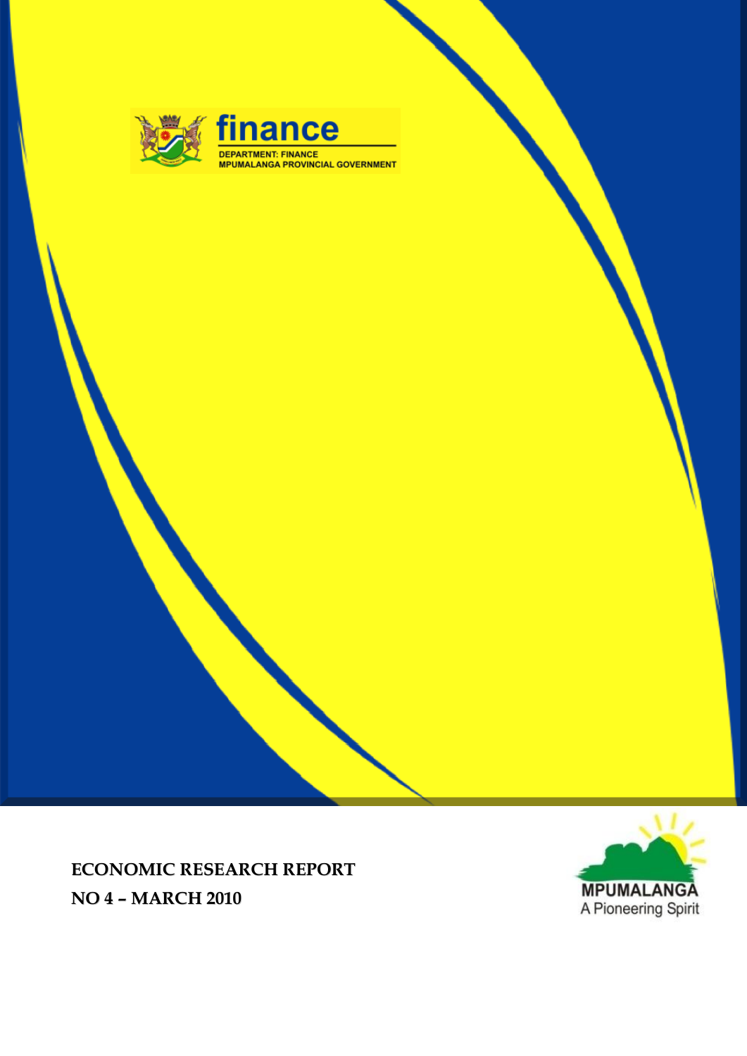finance

DEPARTMENT: FINANCE
MPUMALANGA PROVINCIAL GOVERNMENT

**ECONOMIC RESEARCH REPORT**

**NO 4 – MARCH 2010**

MPUMALANGA
A Pioneering Spirit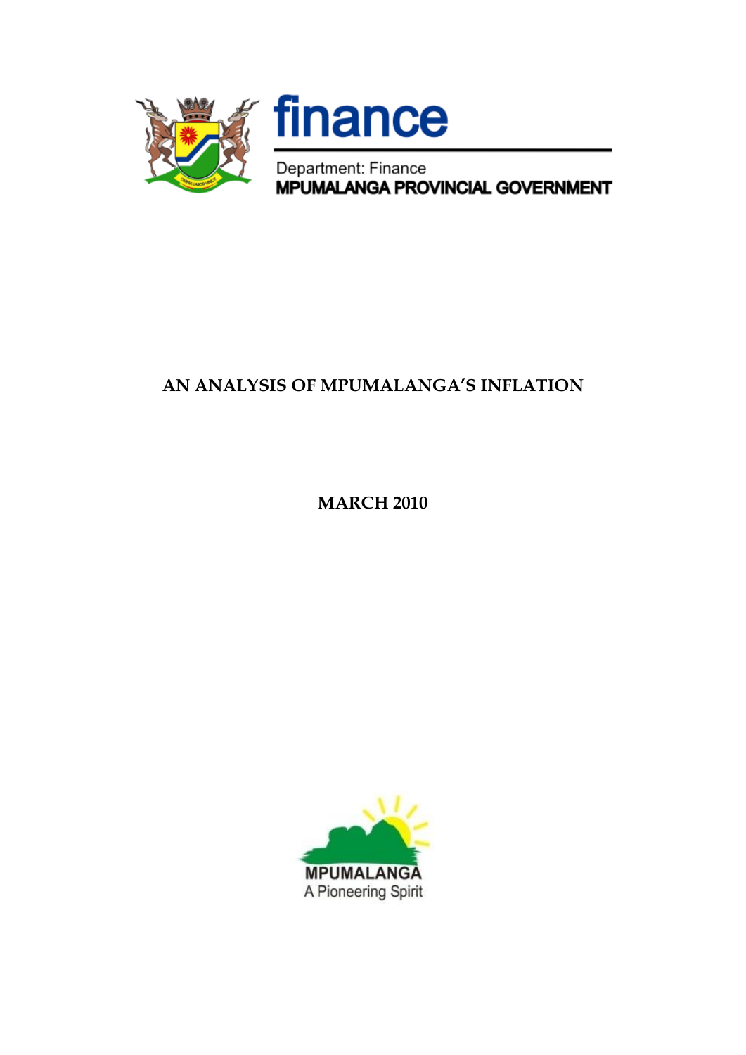finance

Department: Finance
**MPUMALANGA PROVINCIAL GOVERNMENT**

# AN ANALYSIS OF MPUMALANGA'S INFLATION

**MARCH 2010**

MPUMALANGA
A Pioneering Spirit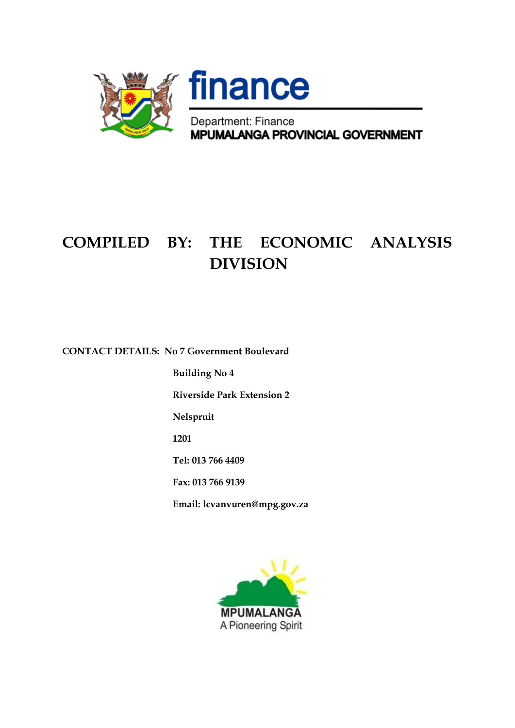finance

Department: Finance

**MPUMALANGA PROVINCIAL GOVERNMENT**

# COMPILED BY: THE ECONOMIC ANALYSIS DIVISION

**CONTACT DETAILS:** **No 7 Government Boulevard**

**Building No 4**

**Riverside Park Extension 2**

**Nelspruit**

**1201**

**Tel: 013 766 4409**

**Fax: 013 766 9139**

**Email: lcvanvuren@mpg.gov.za**

MPUMALANGA

A Pioneering Spirit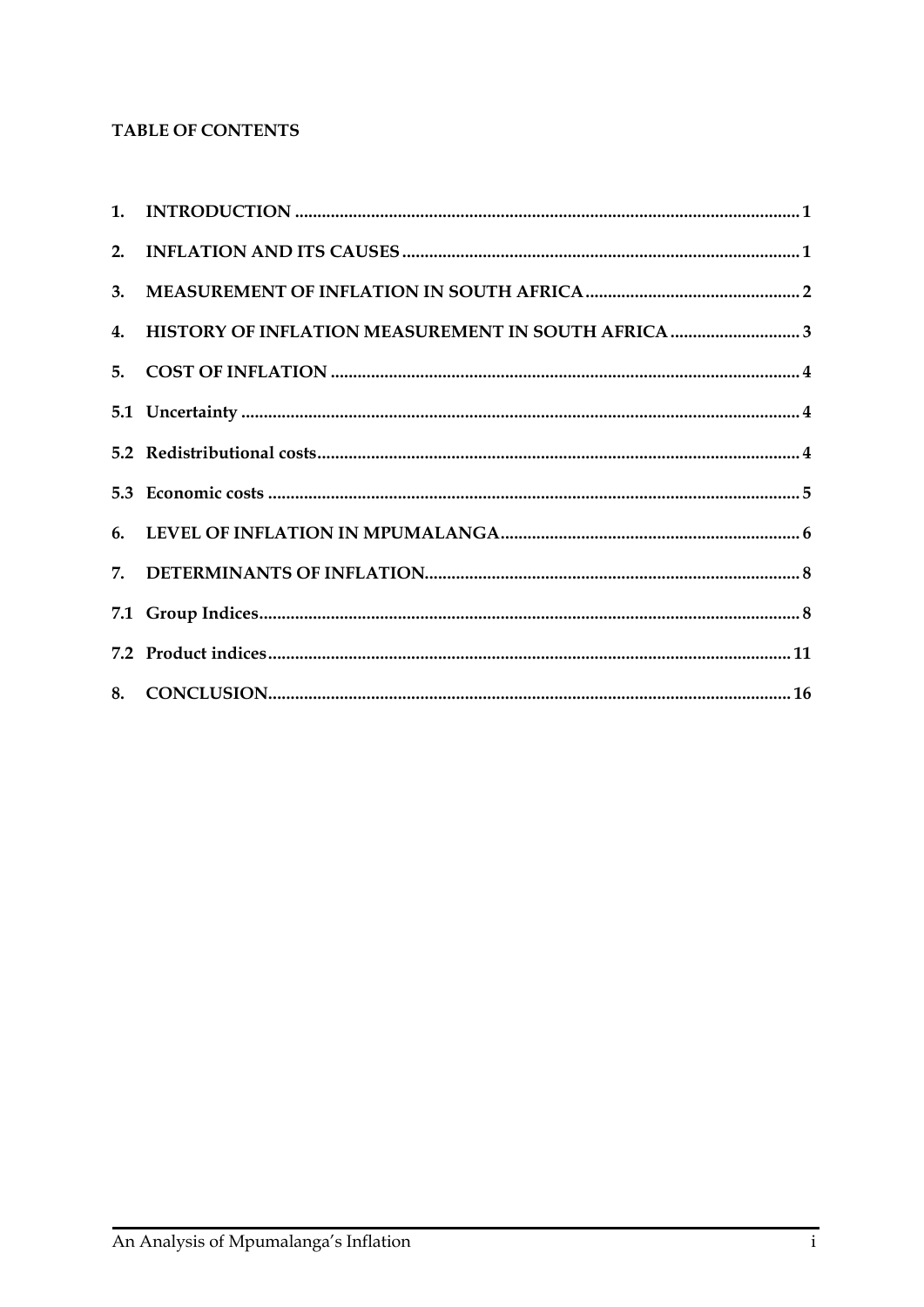**TABLE OF CONTENTS**

| | | |
|---|---|---|
| **1.** | **INTRODUCTION** | **1** |
| **2.** | **INFLATION AND ITS CAUSES** | **1** |
| **3.** | **MEASUREMENT OF INFLATION IN SOUTH AFRICA** | **2** |
| **4.** | **HISTORY OF INFLATION MEASUREMENT IN SOUTH AFRICA** | **3** |
| **5.** | **COST OF INFLATION** | **4** |
| **5.1** | **Uncertainty** | **4** |
| **5.2** | **Redistributional costs** | **4** |
| **5.3** | **Economic costs** | **5** |
| **6.** | **LEVEL OF INFLATION IN MPUMALANGA** | **6** |
| **7.** | **DETERMINANTS OF INFLATION** | **8** |
| **7.1** | **Group Indices** | **8** |
| **7.2** | **Product indices** | **11** |
| **8.** | **CONCLUSION** | **16** |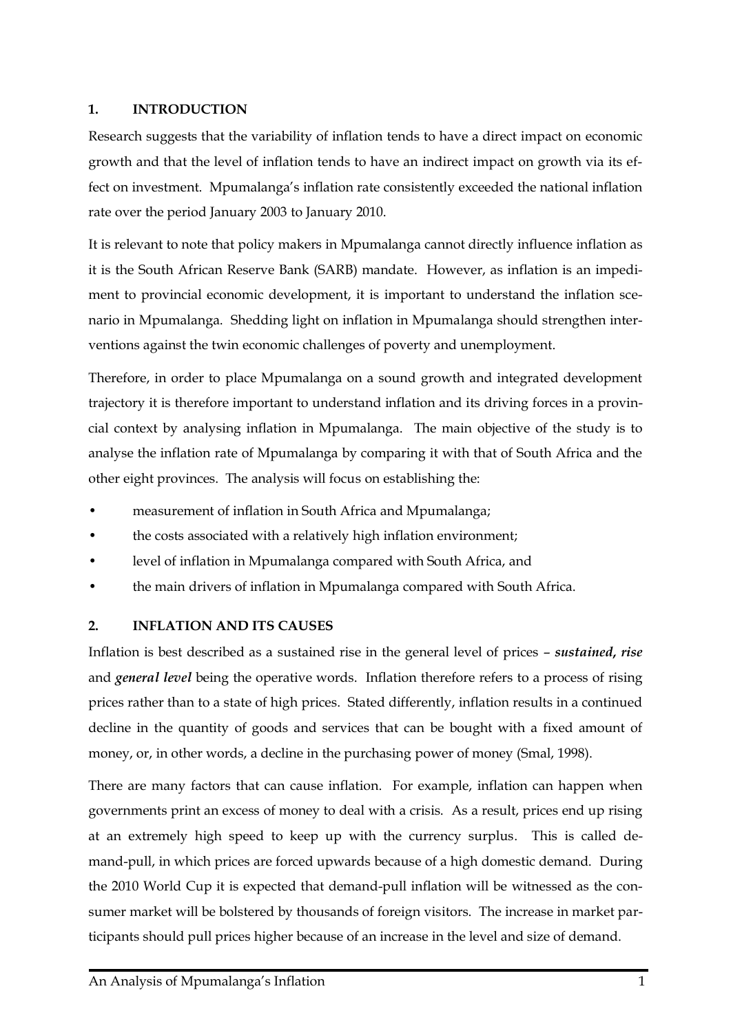## 1. INTRODUCTION

Research suggests that the variability of inflation tends to have a direct impact on economic growth and that the level of inflation tends to have an indirect impact on growth via its effect on investment. Mpumalanga's inflation rate consistently exceeded the national inflation rate over the period January 2003 to January 2010.

It is relevant to note that policy makers in Mpumalanga cannot directly influence inflation as it is the South African Reserve Bank (SARB) mandate. However, as inflation is an impediment to provincial economic development, it is important to understand the inflation scenario in Mpumalanga. Shedding light on inflation in Mpumalanga should strengthen interventions against the twin economic challenges of poverty and unemployment.

Therefore, in order to place Mpumalanga on a sound growth and integrated development trajectory it is therefore important to understand inflation and its driving forces in a provincial context by analysing inflation in Mpumalanga. The main objective of the study is to analyse the inflation rate of Mpumalanga by comparing it with that of South Africa and the other eight provinces. The analysis will focus on establishing the:

- measurement of inflation in South Africa and Mpumalanga;
- the costs associated with a relatively high inflation environment;
- level of inflation in Mpumalanga compared with South Africa, and
- the main drivers of inflation in Mpumalanga compared with South Africa.

## 2. INFLATION AND ITS CAUSES

Inflation is best described as a sustained rise in the general level of prices – ***sustained, rise*** and ***general level*** being the operative words. Inflation therefore refers to a process of rising prices rather than to a state of high prices. Stated differently, inflation results in a continued decline in the quantity of goods and services that can be bought with a fixed amount of money, or, in other words, a decline in the purchasing power of money (Smal, 1998).

There are many factors that can cause inflation. For example, inflation can happen when governments print an excess of money to deal with a crisis. As a result, prices end up rising at an extremely high speed to keep up with the currency surplus. This is called demand-pull, in which prices are forced upwards because of a high domestic demand. During the 2010 World Cup it is expected that demand-pull inflation will be witnessed as the consumer market will be bolstered by thousands of foreign visitors. The increase in market participants should pull prices higher because of an increase in the level and size of demand.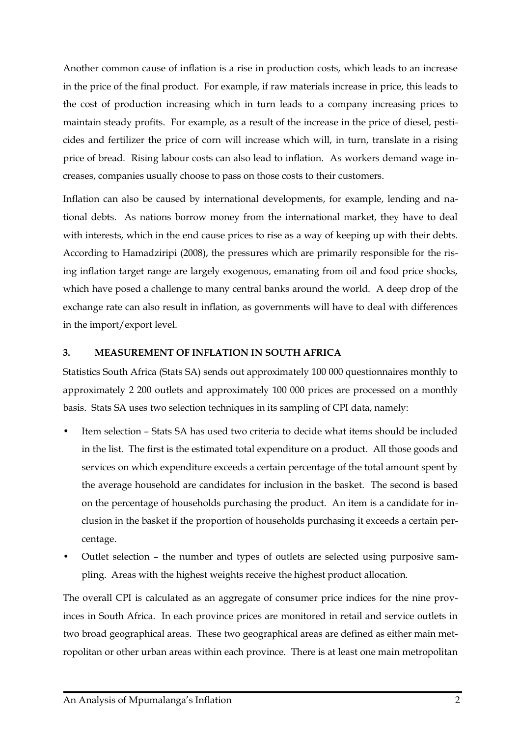Another common cause of inflation is a rise in production costs, which leads to an increase in the price of the final product. For example, if raw materials increase in price, this leads to the cost of production increasing which in turn leads to a company increasing prices to maintain steady profits. For example, as a result of the increase in the price of diesel, pesticides and fertilizer the price of corn will increase which will, in turn, translate in a rising price of bread. Rising labour costs can also lead to inflation. As workers demand wage increases, companies usually choose to pass on those costs to their customers.

Inflation can also be caused by international developments, for example, lending and national debts. As nations borrow money from the international market, they have to deal with interests, which in the end cause prices to rise as a way of keeping up with their debts. According to Hamadziripi (2008), the pressures which are primarily responsible for the rising inflation target range are largely exogenous, emanating from oil and food price shocks, which have posed a challenge to many central banks around the world. A deep drop of the exchange rate can also result in inflation, as governments will have to deal with differences in the import/export level.

## 3. MEASUREMENT OF INFLATION IN SOUTH AFRICA

Statistics South Africa (Stats SA) sends out approximately 100 000 questionnaires monthly to approximately 2 200 outlets and approximately 100 000 prices are processed on a monthly basis. Stats SA uses two selection techniques in its sampling of CPI data, namely:

- Item selection – Stats SA has used two criteria to decide what items should be included in the list. The first is the estimated total expenditure on a product. All those goods and services on which expenditure exceeds a certain percentage of the total amount spent by the average household are candidates for inclusion in the basket. The second is based on the percentage of households purchasing the product. An item is a candidate for inclusion in the basket if the proportion of households purchasing it exceeds a certain percentage.
- Outlet selection – the number and types of outlets are selected using purposive sampling. Areas with the highest weights receive the highest product allocation.

The overall CPI is calculated as an aggregate of consumer price indices for the nine provinces in South Africa. In each province prices are monitored in retail and service outlets in two broad geographical areas. These two geographical areas are defined as either main metropolitan or other urban areas within each province. There is at least one main metropolitan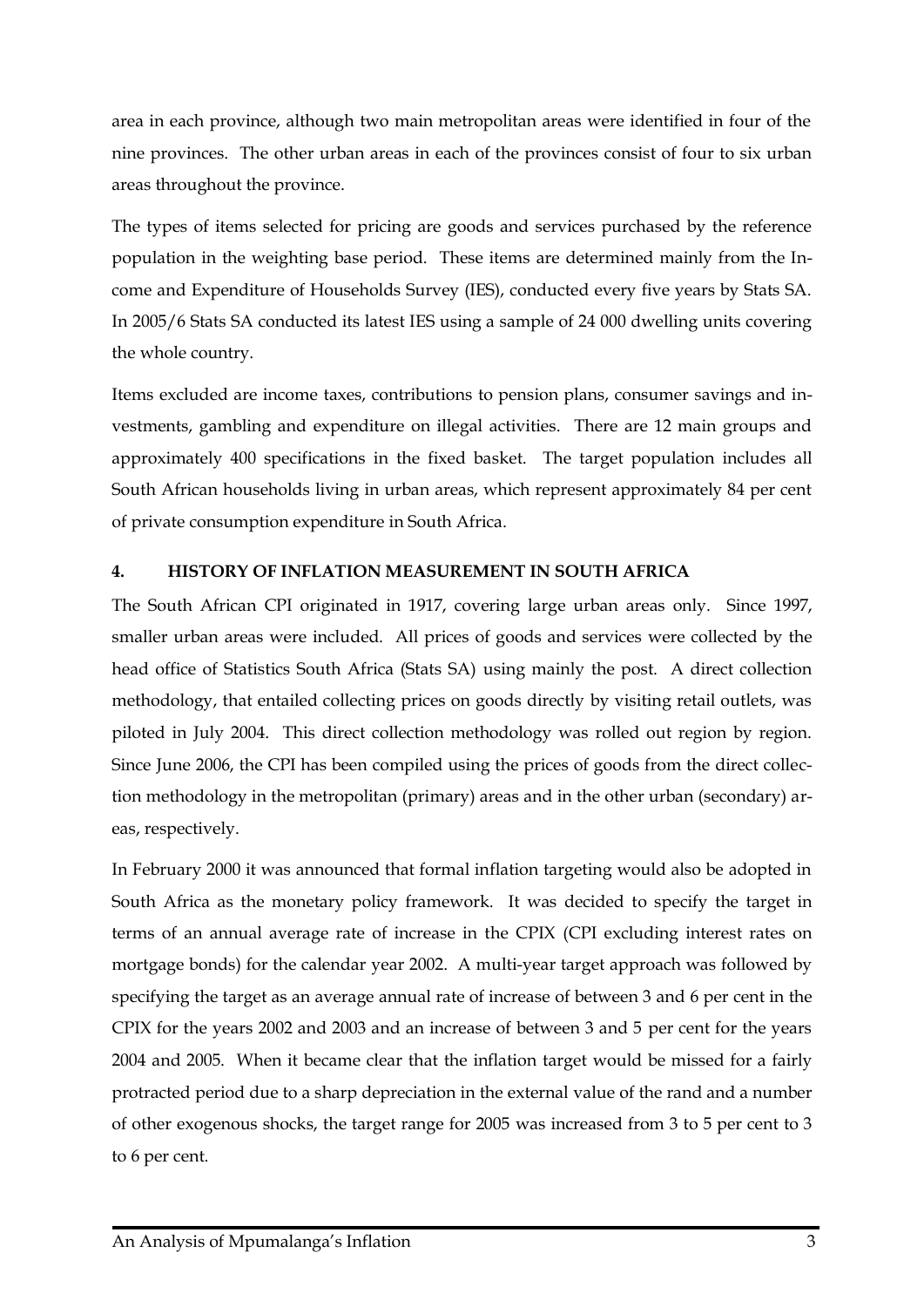area in each province, although two main metropolitan areas were identified in four of the nine provinces. The other urban areas in each of the provinces consist of four to six urban areas throughout the province.

The types of items selected for pricing are goods and services purchased by the reference population in the weighting base period. These items are determined mainly from the Income and Expenditure of Households Survey (IES), conducted every five years by Stats SA. In 2005/6 Stats SA conducted its latest IES using a sample of 24 000 dwelling units covering the whole country.

Items excluded are income taxes, contributions to pension plans, consumer savings and investments, gambling and expenditure on illegal activities. There are 12 main groups and approximately 400 specifications in the fixed basket. The target population includes all South African households living in urban areas, which represent approximately 84 per cent of private consumption expenditure in South Africa.

## 4. HISTORY OF INFLATION MEASUREMENT IN SOUTH AFRICA

The South African CPI originated in 1917, covering large urban areas only. Since 1997, smaller urban areas were included. All prices of goods and services were collected by the head office of Statistics South Africa (Stats SA) using mainly the post. A direct collection methodology, that entailed collecting prices on goods directly by visiting retail outlets, was piloted in July 2004. This direct collection methodology was rolled out region by region. Since June 2006, the CPI has been compiled using the prices of goods from the direct collection methodology in the metropolitan (primary) areas and in the other urban (secondary) areas, respectively.

In February 2000 it was announced that formal inflation targeting would also be adopted in South Africa as the monetary policy framework. It was decided to specify the target in terms of an annual average rate of increase in the CPIX (CPI excluding interest rates on mortgage bonds) for the calendar year 2002. A multi-year target approach was followed by specifying the target as an average annual rate of increase of between 3 and 6 per cent in the CPIX for the years 2002 and 2003 and an increase of between 3 and 5 per cent for the years 2004 and 2005. When it became clear that the inflation target would be missed for a fairly protracted period due to a sharp depreciation in the external value of the rand and a number of other exogenous shocks, the target range for 2005 was increased from 3 to 5 per cent to 3 to 6 per cent.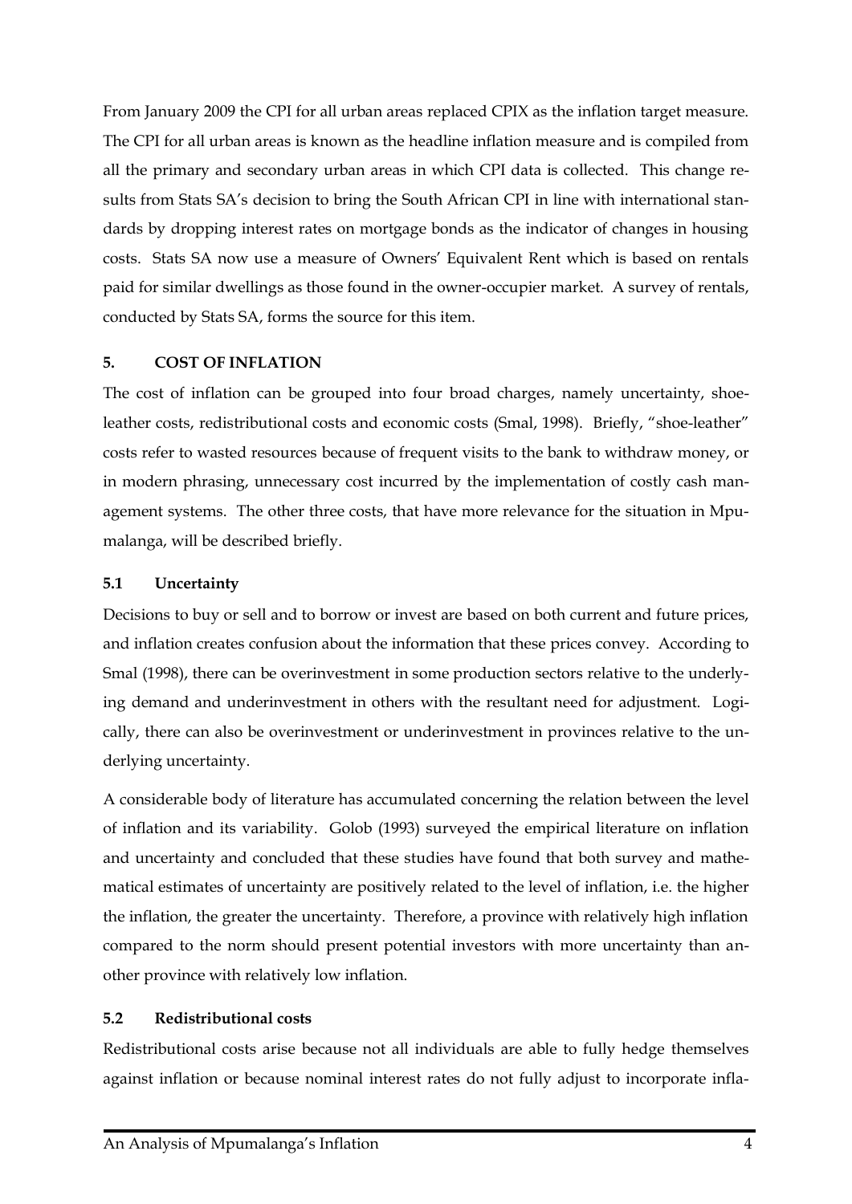From January 2009 the CPI for all urban areas replaced CPIX as the inflation target measure. The CPI for all urban areas is known as the headline inflation measure and is compiled from all the primary and secondary urban areas in which CPI data is collected. This change results from Stats SA's decision to bring the South African CPI in line with international standards by dropping interest rates on mortgage bonds as the indicator of changes in housing costs. Stats SA now use a measure of Owners' Equivalent Rent which is based on rentals paid for similar dwellings as those found in the owner-occupier market. A survey of rentals, conducted by Stats SA, forms the source for this item.

## 5. COST OF INFLATION

The cost of inflation can be grouped into four broad charges, namely uncertainty, shoe-leather costs, redistributional costs and economic costs (Smal, 1998). Briefly, "shoe-leather" costs refer to wasted resources because of frequent visits to the bank to withdraw money, or in modern phrasing, unnecessary cost incurred by the implementation of costly cash management systems. The other three costs, that have more relevance for the situation in Mpumalanga, will be described briefly.

### 5.1 Uncertainty

Decisions to buy or sell and to borrow or invest are based on both current and future prices, and inflation creates confusion about the information that these prices convey. According to Smal (1998), there can be overinvestment in some production sectors relative to the underlying demand and underinvestment in others with the resultant need for adjustment. Logically, there can also be overinvestment or underinvestment in provinces relative to the underlying uncertainty.

A considerable body of literature has accumulated concerning the relation between the level of inflation and its variability. Golob (1993) surveyed the empirical literature on inflation and uncertainty and concluded that these studies have found that both survey and mathematical estimates of uncertainty are positively related to the level of inflation, i.e. the higher the inflation, the greater the uncertainty. Therefore, a province with relatively high inflation compared to the norm should present potential investors with more uncertainty than another province with relatively low inflation.

### 5.2 Redistributional costs

Redistributional costs arise because not all individuals are able to fully hedge themselves against inflation or because nominal interest rates do not fully adjust to incorporate infla-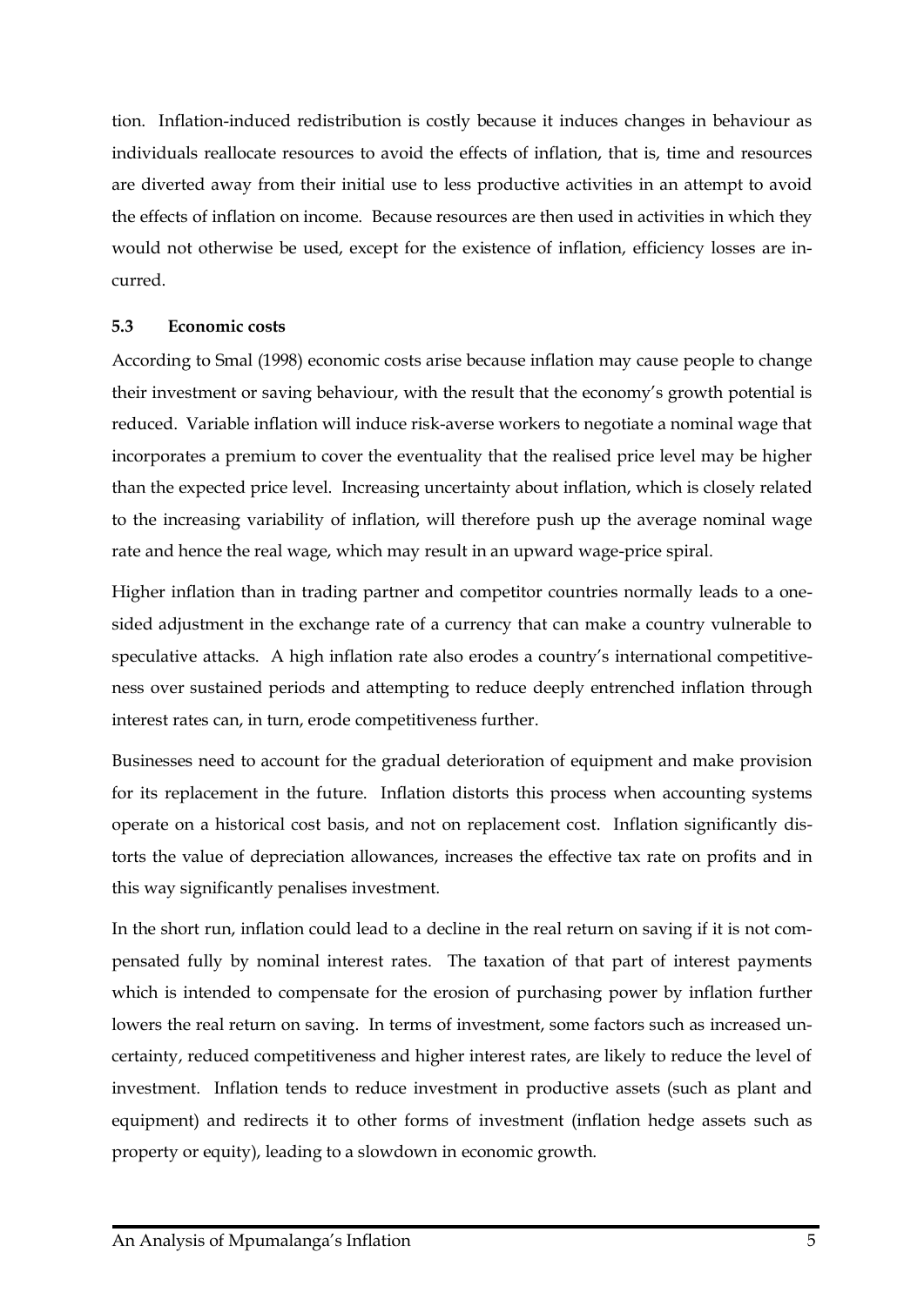tion. Inflation-induced redistribution is costly because it induces changes in behaviour as individuals reallocate resources to avoid the effects of inflation, that is, time and resources are diverted away from their initial use to less productive activities in an attempt to avoid the effects of inflation on income. Because resources are then used in activities in which they would not otherwise be used, except for the existence of inflation, efficiency losses are incurred.

### 5.3 Economic costs

According to Smal (1998) economic costs arise because inflation may cause people to change their investment or saving behaviour, with the result that the economy's growth potential is reduced. Variable inflation will induce risk-averse workers to negotiate a nominal wage that incorporates a premium to cover the eventuality that the realised price level may be higher than the expected price level. Increasing uncertainty about inflation, which is closely related to the increasing variability of inflation, will therefore push up the average nominal wage rate and hence the real wage, which may result in an upward wage-price spiral.

Higher inflation than in trading partner and competitor countries normally leads to a one-sided adjustment in the exchange rate of a currency that can make a country vulnerable to speculative attacks. A high inflation rate also erodes a country's international competitiveness over sustained periods and attempting to reduce deeply entrenched inflation through interest rates can, in turn, erode competitiveness further.

Businesses need to account for the gradual deterioration of equipment and make provision for its replacement in the future. Inflation distorts this process when accounting systems operate on a historical cost basis, and not on replacement cost. Inflation significantly distorts the value of depreciation allowances, increases the effective tax rate on profits and in this way significantly penalises investment.

In the short run, inflation could lead to a decline in the real return on saving if it is not compensated fully by nominal interest rates. The taxation of that part of interest payments which is intended to compensate for the erosion of purchasing power by inflation further lowers the real return on saving. In terms of investment, some factors such as increased uncertainty, reduced competitiveness and higher interest rates, are likely to reduce the level of investment. Inflation tends to reduce investment in productive assets (such as plant and equipment) and redirects it to other forms of investment (inflation hedge assets such as property or equity), leading to a slowdown in economic growth.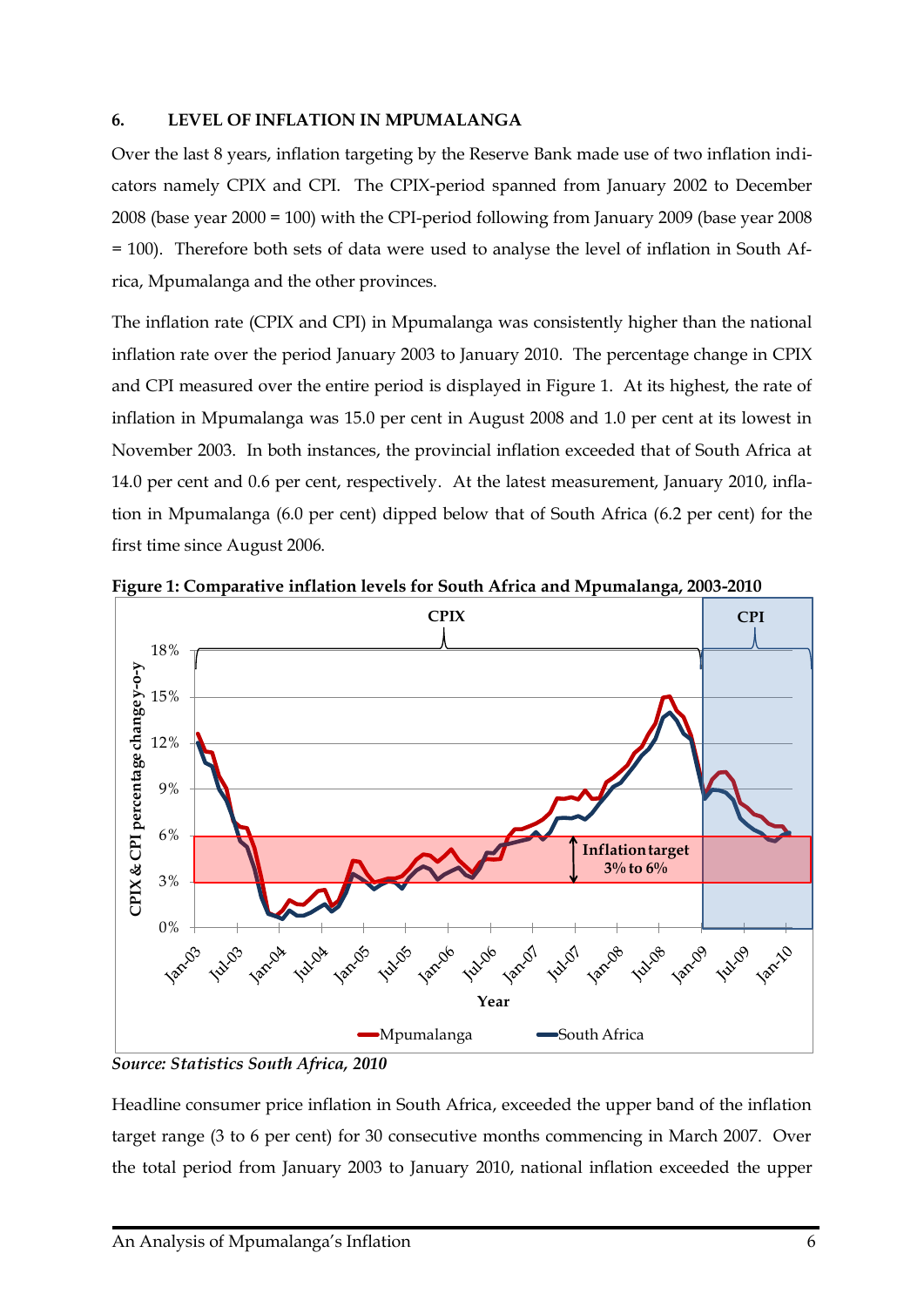## 6. LEVEL OF INFLATION IN MPUMALANGA

Over the last 8 years, inflation targeting by the Reserve Bank made use of two inflation indicators namely CPIX and CPI. The CPIX-period spanned from January 2002 to December 2008 (base year 2000 = 100) with the CPI-period following from January 2009 (base year 2008 = 100). Therefore both sets of data were used to analyse the level of inflation in South Africa, Mpumalanga and the other provinces.

The inflation rate (CPIX and CPI) in Mpumalanga was consistently higher than the national inflation rate over the period January 2003 to January 2010. The percentage change in CPIX and CPI measured over the entire period is displayed in Figure 1. At its highest, the rate of inflation in Mpumalanga was 15.0 per cent in August 2008 and 1.0 per cent at its lowest in November 2003. In both instances, the provincial inflation exceeded that of South Africa at 14.0 per cent and 0.6 per cent, respectively. At the latest measurement, January 2010, inflation in Mpumalanga (6.0 per cent) dipped below that of South Africa (6.2 per cent) for the first time since August 2006.

**Figure 1: Comparative inflation levels for South Africa and Mpumalanga, 2003-2010**

*Source: Statistics South Africa, 2010*

Headline consumer price inflation in South Africa, exceeded the upper band of the inflation target range (3 to 6 per cent) for 30 consecutive months commencing in March 2007. Over the total period from January 2003 to January 2010, national inflation exceeded the upper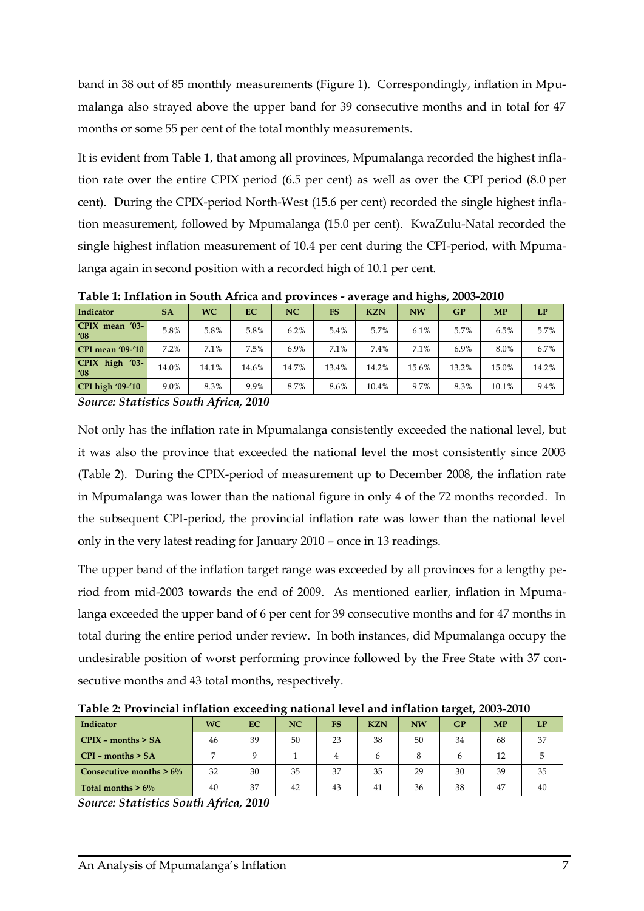band in 38 out of 85 monthly measurements (Figure 1). Correspondingly, inflation in Mpumalanga also strayed above the upper band for 39 consecutive months and in total for 47 months or some 55 per cent of the total monthly measurements.

It is evident from Table 1, that among all provinces, Mpumalanga recorded the highest inflation rate over the entire CPIX period (6.5 per cent) as well as over the CPI period (8.0 per cent). During the CPIX-period North-West (15.6 per cent) recorded the single highest inflation measurement, followed by Mpumalanga (15.0 per cent). KwaZulu-Natal recorded the single highest inflation measurement of 10.4 per cent during the CPI-period, with Mpumalanga again in second position with a recorded high of 10.1 per cent.

**Table 1: Inflation in South Africa and provinces - average and highs, 2003-2010**

| Indicator | SA | WC | EC | NC | FS | KZN | NW | GP | MP | LP |
|---|---|---|---|---|---|---|---|---|---|---|
| CPIX mean '03-'08 | 5.8% | 5.8% | 5.8% | 6.2% | 5.4% | 5.7% | 6.1% | 5.7% | 6.5% | 5.7% |
| CPI mean '09-'10 | 7.2% | 7.1% | 7.5% | 6.9% | 7.1% | 7.4% | 7.1% | 6.9% | 8.0% | 6.7% |
| CPIX high '03-'08 | 14.0% | 14.1% | 14.6% | 14.7% | 13.4% | 14.2% | 15.6% | 13.2% | 15.0% | 14.2% |
| CPI high '09-'10 | 9.0% | 8.3% | 9.9% | 8.7% | 8.6% | 10.4% | 9.7% | 8.3% | 10.1% | 9.4% |

*Source: Statistics South Africa, 2010*

Not only has the inflation rate in Mpumalanga consistently exceeded the national level, but it was also the province that exceeded the national level the most consistently since 2003 (Table 2). During the CPIX-period of measurement up to December 2008, the inflation rate in Mpumalanga was lower than the national figure in only 4 of the 72 months recorded. In the subsequent CPI-period, the provincial inflation rate was lower than the national level only in the very latest reading for January 2010 – once in 13 readings.

The upper band of the inflation target range was exceeded by all provinces for a lengthy period from mid-2003 towards the end of 2009. As mentioned earlier, inflation in Mpumalanga exceeded the upper band of 6 per cent for 39 consecutive months and for 47 months in total during the entire period under review. In both instances, did Mpumalanga occupy the undesirable position of worst performing province followed by the Free State with 37 consecutive months and 43 total months, respectively.

**Table 2: Provincial inflation exceeding national level and inflation target, 2003-2010**

| Indicator | WC | EC | NC | FS | KZN | NW | GP | MP | LP |
|---|---|---|---|---|---|---|---|---|---|
| CPIX – months > SA | 46 | 39 | 50 | 23 | 38 | 50 | 34 | 68 | 37 |
| CPI – months > SA | 7 | 9 | 1 | 4 | 6 | 8 | 6 | 12 | 5 |
| Consecutive months > 6% | 32 | 30 | 35 | 37 | 35 | 29 | 30 | 39 | 35 |
| Total months > 6% | 40 | 37 | 42 | 43 | 41 | 36 | 38 | 47 | 40 |

*Source: Statistics South Africa, 2010*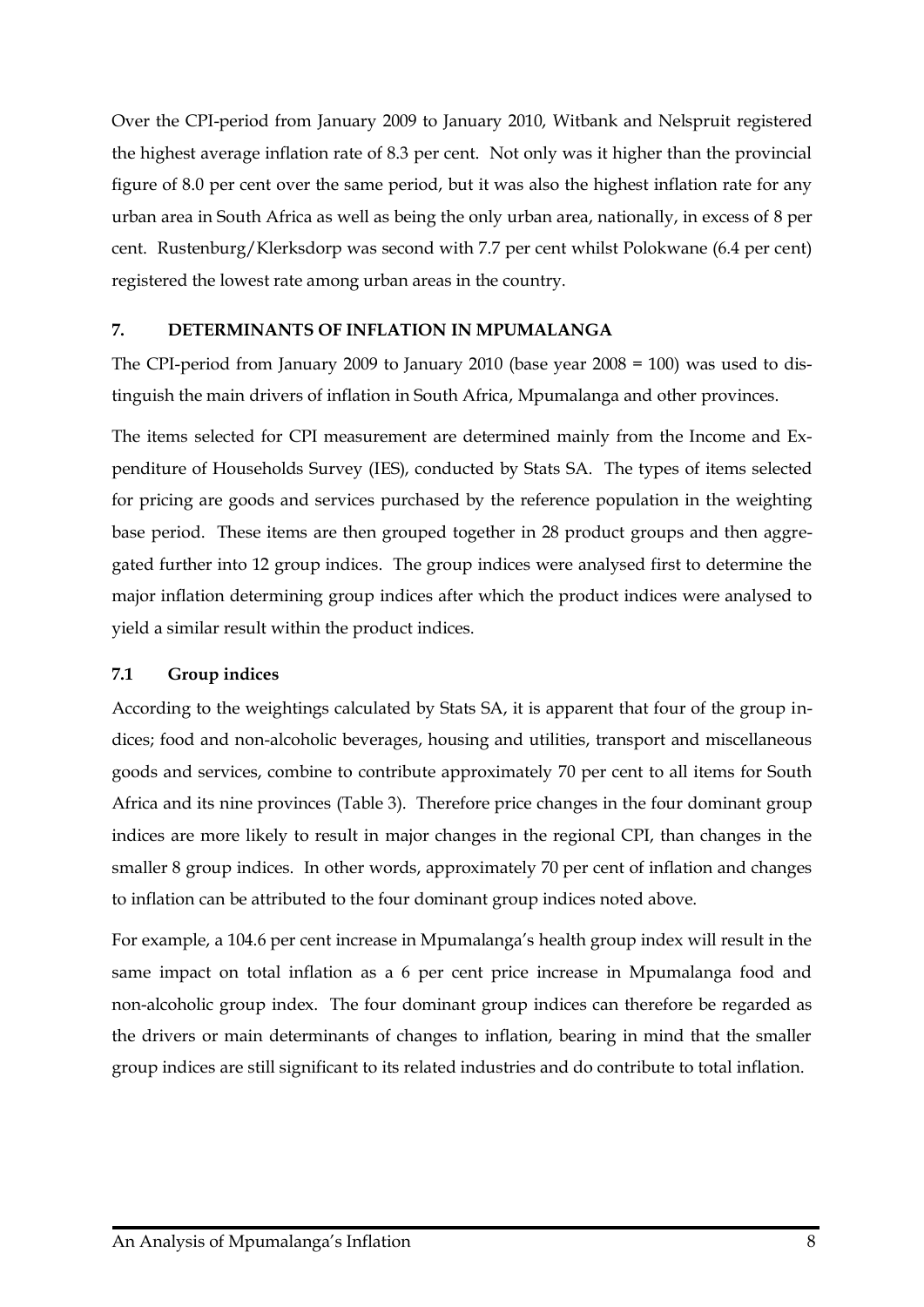Over the CPI-period from January 2009 to January 2010, Witbank and Nelspruit registered the highest average inflation rate of 8.3 per cent. Not only was it higher than the provincial figure of 8.0 per cent over the same period, but it was also the highest inflation rate for any urban area in South Africa as well as being the only urban area, nationally, in excess of 8 per cent. Rustenburg/Klerksdorp was second with 7.7 per cent whilst Polokwane (6.4 per cent) registered the lowest rate among urban areas in the country.

## 7. DETERMINANTS OF INFLATION IN MPUMALANGA

The CPI-period from January 2009 to January 2010 (base year 2008 = 100) was used to distinguish the main drivers of inflation in South Africa, Mpumalanga and other provinces.

The items selected for CPI measurement are determined mainly from the Income and Expenditure of Households Survey (IES), conducted by Stats SA. The types of items selected for pricing are goods and services purchased by the reference population in the weighting base period. These items are then grouped together in 28 product groups and then aggregated further into 12 group indices. The group indices were analysed first to determine the major inflation determining group indices after which the product indices were analysed to yield a similar result within the product indices.

### 7.1 Group indices

According to the weightings calculated by Stats SA, it is apparent that four of the group indices; food and non-alcoholic beverages, housing and utilities, transport and miscellaneous goods and services, combine to contribute approximately 70 per cent to all items for South Africa and its nine provinces (Table 3). Therefore price changes in the four dominant group indices are more likely to result in major changes in the regional CPI, than changes in the smaller 8 group indices. In other words, approximately 70 per cent of inflation and changes to inflation can be attributed to the four dominant group indices noted above.

For example, a 104.6 per cent increase in Mpumalanga's health group index will result in the same impact on total inflation as a 6 per cent price increase in Mpumalanga food and non-alcoholic group index. The four dominant group indices can therefore be regarded as the drivers or main determinants of changes to inflation, bearing in mind that the smaller group indices are still significant to its related industries and do contribute to total inflation.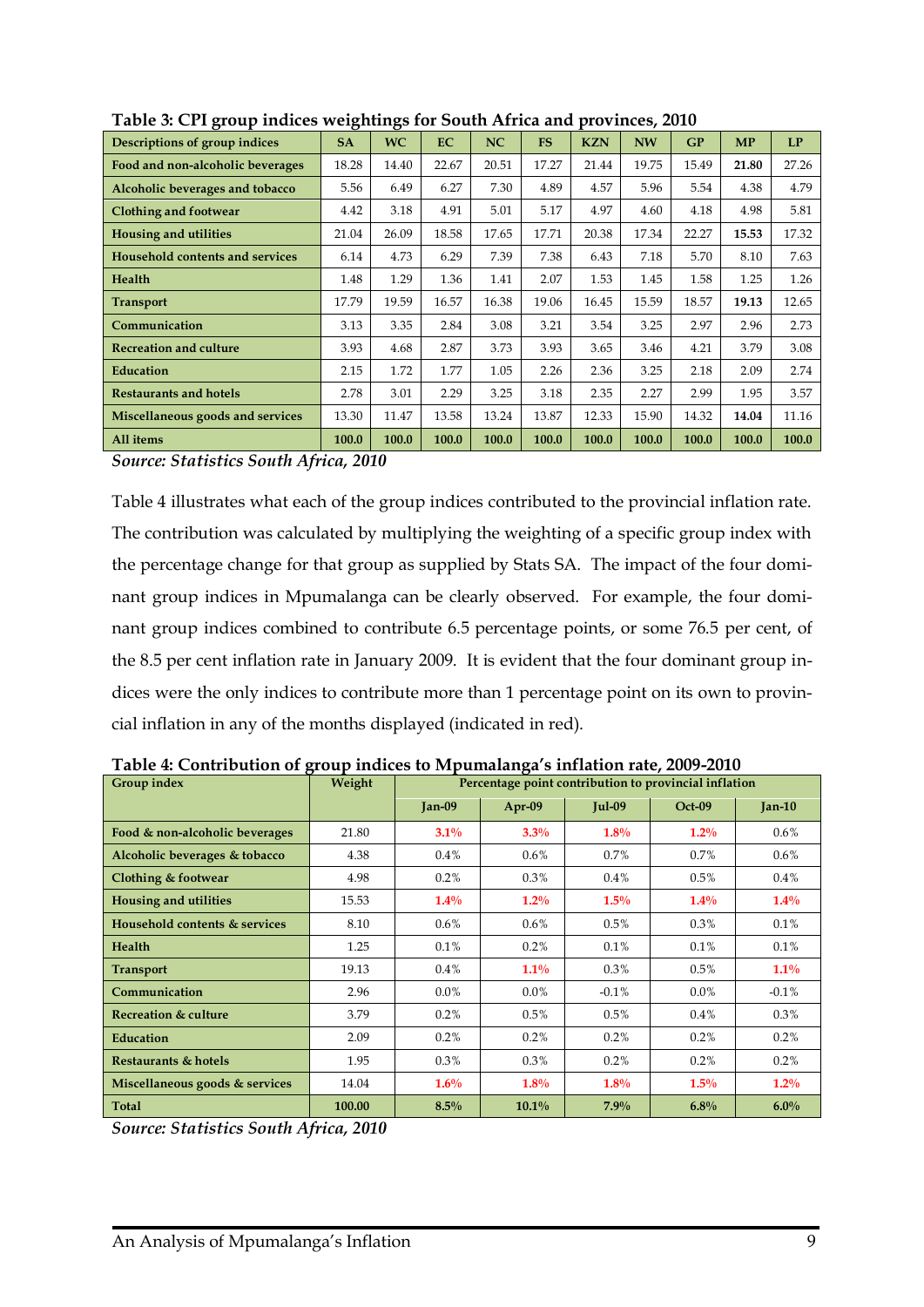**Table 3: CPI group indices weightings for South Africa and provinces, 2010**

| Descriptions of group indices | SA | WC | EC | NC | FS | KZN | NW | GP | MP | LP |
|---|---|---|---|---|---|---|---|---|---|---|
| Food and non-alcoholic beverages | 18.28 | 14.40 | 22.67 | 20.51 | 17.27 | 21.44 | 19.75 | 15.49 | **21.80** | 27.26 |
| Alcoholic beverages and tobacco | 5.56 | 6.49 | 6.27 | 7.30 | 4.89 | 4.57 | 5.96 | 5.54 | 4.38 | 4.79 |
| Clothing and footwear | 4.42 | 3.18 | 4.91 | 5.01 | 5.17 | 4.97 | 4.60 | 4.18 | 4.98 | 5.81 |
| Housing and utilities | 21.04 | 26.09 | 18.58 | 17.65 | 17.71 | 20.38 | 17.34 | 22.27 | **15.53** | 17.32 |
| Household contents and services | 6.14 | 4.73 | 6.29 | 7.39 | 7.38 | 6.43 | 7.18 | 5.70 | 8.10 | 7.63 |
| Health | 1.48 | 1.29 | 1.36 | 1.41 | 2.07 | 1.53 | 1.45 | 1.58 | 1.25 | 1.26 |
| Transport | 17.79 | 19.59 | 16.57 | 16.38 | 19.06 | 16.45 | 15.59 | 18.57 | **19.13** | 12.65 |
| Communication | 3.13 | 3.35 | 2.84 | 3.08 | 3.21 | 3.54 | 3.25 | 2.97 | 2.96 | 2.73 |
| Recreation and culture | 3.93 | 4.68 | 2.87 | 3.73 | 3.93 | 3.65 | 3.46 | 4.21 | 3.79 | 3.08 |
| Education | 2.15 | 1.72 | 1.77 | 1.05 | 2.26 | 2.36 | 3.25 | 2.18 | 2.09 | 2.74 |
| Restaurants and hotels | 2.78 | 3.01 | 2.29 | 3.25 | 3.18 | 2.35 | 2.27 | 2.99 | 1.95 | 3.57 |
| Miscellaneous goods and services | 13.30 | 11.47 | 13.58 | 13.24 | 13.87 | 12.33 | 15.90 | 14.32 | **14.04** | 11.16 |
| **All items** | **100.0** | **100.0** | **100.0** | **100.0** | **100.0** | **100.0** | **100.0** | **100.0** | **100.0** | **100.0** |

*Source: Statistics South Africa, 2010*

Table 4 illustrates what each of the group indices contributed to the provincial inflation rate. The contribution was calculated by multiplying the weighting of a specific group index with the percentage change for that group as supplied by Stats SA. The impact of the four dominant group indices in Mpumalanga can be clearly observed. For example, the four dominant group indices combined to contribute 6.5 percentage points, or some 76.5 per cent, of the 8.5 per cent inflation rate in January 2009. It is evident that the four dominant group indices were the only indices to contribute more than 1 percentage point on its own to provincial inflation in any of the months displayed (indicated in red).

**Table 4: Contribution of group indices to Mpumalanga's inflation rate, 2009-2010**

| Group index | Weight | Percentage point contribution to provincial inflation | | | | |
|---|---|---|---|---|---|---|
| | | Jan-09 | Apr-09 | Jul-09 | Oct-09 | Jan-10 |
| Food & non-alcoholic beverages | 21.80 | **3.1%** | **3.3%** | **1.8%** | **1.2%** | 0.6% |
| Alcoholic beverages & tobacco | 4.38 | 0.4% | 0.6% | 0.7% | 0.7% | 0.6% |
| Clothing & footwear | 4.98 | 0.2% | 0.3% | 0.4% | 0.5% | 0.4% |
| Housing and utilities | 15.53 | **1.4%** | **1.2%** | **1.5%** | **1.4%** | **1.4%** |
| Household contents & services | 8.10 | 0.6% | 0.6% | 0.5% | 0.3% | 0.1% |
| Health | 1.25 | 0.1% | 0.2% | 0.1% | 0.1% | 0.1% |
| Transport | 19.13 | 0.4% | **1.1%** | 0.3% | 0.5% | **1.1%** |
| Communication | 2.96 | 0.0% | 0.0% | -0.1% | 0.0% | -0.1% |
| Recreation & culture | 3.79 | 0.2% | 0.5% | 0.5% | 0.4% | 0.3% |
| Education | 2.09 | 0.2% | 0.2% | 0.2% | 0.2% | 0.2% |
| Restaurants & hotels | 1.95 | 0.3% | 0.3% | 0.2% | 0.2% | 0.2% |
| Miscellaneous goods & services | 14.04 | **1.6%** | **1.8%** | **1.8%** | **1.5%** | **1.2%** |
| **Total** | **100.00** | **8.5%** | **10.1%** | **7.9%** | **6.8%** | **6.0%** |

*Source: Statistics South Africa, 2010*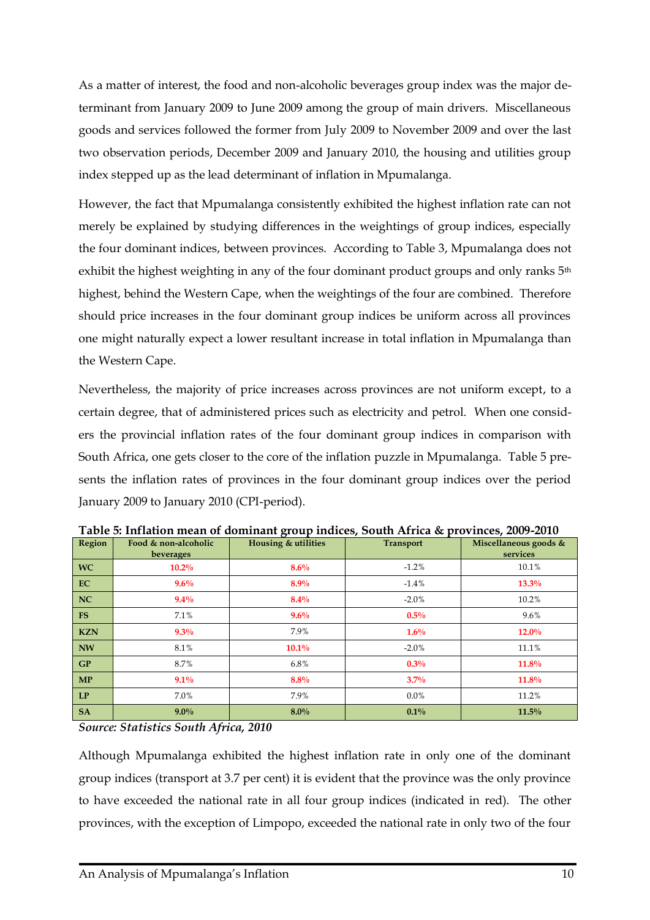As a matter of interest, the food and non-alcoholic beverages group index was the major determinant from January 2009 to June 2009 among the group of main drivers. Miscellaneous goods and services followed the former from July 2009 to November 2009 and over the last two observation periods, December 2009 and January 2010, the housing and utilities group index stepped up as the lead determinant of inflation in Mpumalanga.

However, the fact that Mpumalanga consistently exhibited the highest inflation rate can not merely be explained by studying differences in the weightings of group indices, especially the four dominant indices, between provinces. According to Table 3, Mpumalanga does not exhibit the highest weighting in any of the four dominant product groups and only ranks 5th highest, behind the Western Cape, when the weightings of the four are combined. Therefore should price increases in the four dominant group indices be uniform across all provinces one might naturally expect a lower resultant increase in total inflation in Mpumalanga than the Western Cape.

Nevertheless, the majority of price increases across provinces are not uniform except, to a certain degree, that of administered prices such as electricity and petrol. When one considers the provincial inflation rates of the four dominant group indices in comparison with South Africa, one gets closer to the core of the inflation puzzle in Mpumalanga. Table 5 presents the inflation rates of provinces in the four dominant group indices over the period January 2009 to January 2010 (CPI-period).

**Table 5: Inflation mean of dominant group indices, South Africa & provinces, 2009-2010**

| Region | Food & non-alcoholic beverages | Housing & utilities | Transport | Miscellaneous goods & services |
|---|---|---|---|---|
| WC | **10.2%** | **8.6%** | -1.2% | 10.1% |
| EC | **9.6%** | **8.9%** | -1.4% | **13.3%** |
| NC | **9.4%** | **8.4%** | -2.0% | 10.2% |
| FS | 7.1% | **9.6%** | **0.5%** | 9.6% |
| KZN | **9.3%** | 7.9% | **1.6%** | **12.0%** |
| NW | 8.1% | **10.1%** | -2.0% | 11.1% |
| GP | 8.7% | 6.8% | **0.3%** | **11.8%** |
| MP | **9.1%** | **8.8%** | **3.7%** | **11.8%** |
| LP | 7.0% | 7.9% | 0.0% | 11.2% |
| SA | **9.0%** | **8.0%** | **0.1%** | **11.5%** |

*Source: Statistics South Africa, 2010*

Although Mpumalanga exhibited the highest inflation rate in only one of the dominant group indices (transport at 3.7 per cent) it is evident that the province was the only province to have exceeded the national rate in all four group indices (indicated in red). The other provinces, with the exception of Limpopo, exceeded the national rate in only two of the four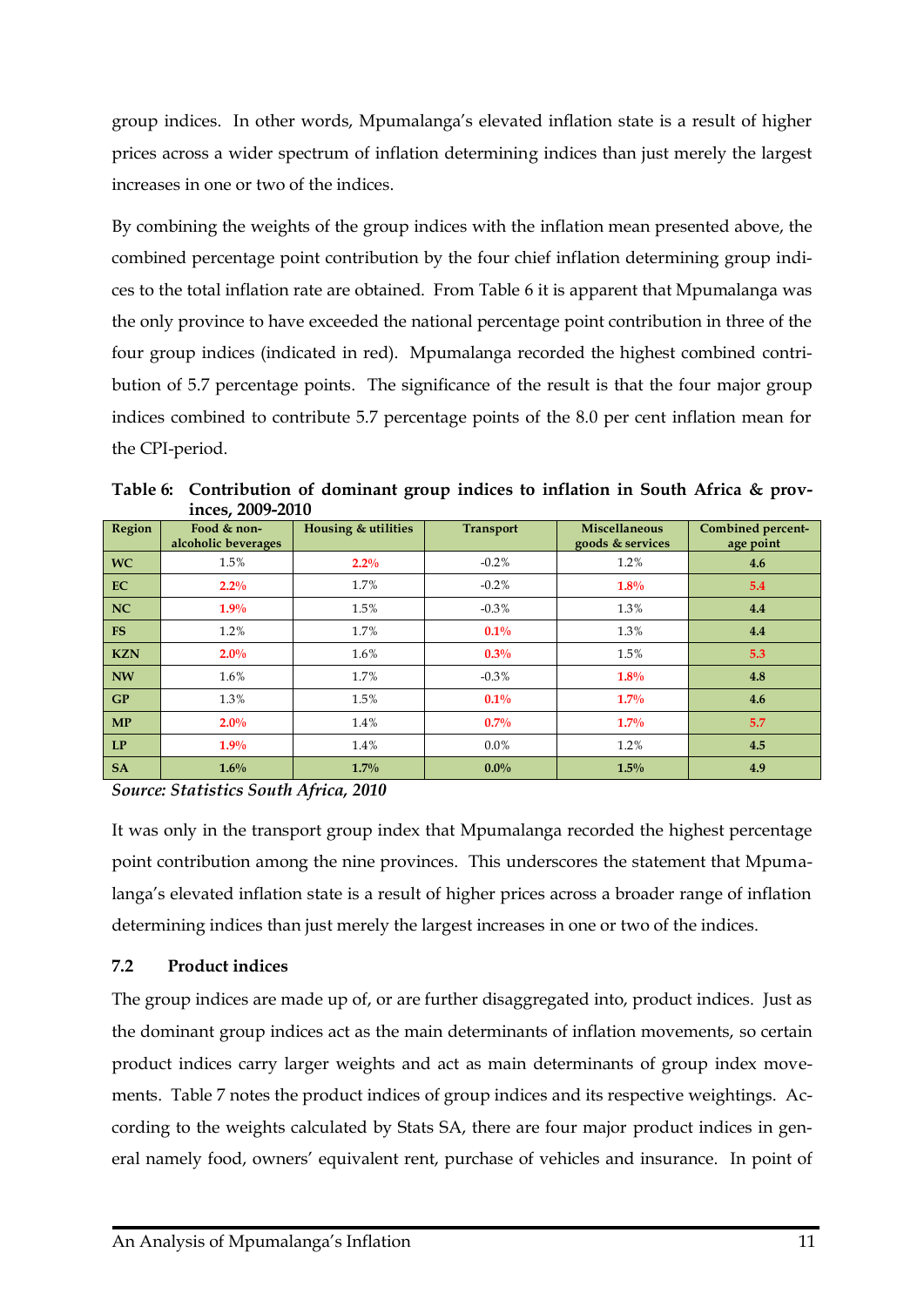group indices. In other words, Mpumalanga's elevated inflation state is a result of higher prices across a wider spectrum of inflation determining indices than just merely the largest increases in one or two of the indices.

By combining the weights of the group indices with the inflation mean presented above, the combined percentage point contribution by the four chief inflation determining group indices to the total inflation rate are obtained. From Table 6 it is apparent that Mpumalanga was the only province to have exceeded the national percentage point contribution in three of the four group indices (indicated in red). Mpumalanga recorded the highest combined contribution of 5.7 percentage points. The significance of the result is that the four major group indices combined to contribute 5.7 percentage points of the 8.0 per cent inflation mean for the CPI-period.

**Table 6: Contribution of dominant group indices to inflation in South Africa & provinces, 2009-2010**

| Region | Food & non-alcoholic beverages | Housing & utilities | Transport | Miscellaneous goods & services | Combined percentage point |
|---|---|---|---|---|---|
| **WC** | 1.5% | **2.2%** | -0.2% | 1.2% | **4.6** |
| **EC** | **2.2%** | 1.7% | -0.2% | **1.8%** | **5.4** |
| **NC** | **1.9%** | 1.5% | -0.3% | 1.3% | **4.4** |
| **FS** | 1.2% | 1.7% | **0.1%** | 1.3% | **4.4** |
| **KZN** | **2.0%** | 1.6% | **0.3%** | 1.5% | **5.3** |
| **NW** | 1.6% | 1.7% | -0.3% | **1.8%** | **4.8** |
| **GP** | 1.3% | 1.5% | **0.1%** | **1.7%** | **4.6** |
| **MP** | **2.0%** | 1.4% | **0.7%** | **1.7%** | **5.7** |
| **LP** | **1.9%** | 1.4% | 0.0% | 1.2% | **4.5** |
| **SA** | **1.6%** | **1.7%** | **0.0%** | **1.5%** | **4.9** |

*Source: Statistics South Africa, 2010*

It was only in the transport group index that Mpumalanga recorded the highest percentage point contribution among the nine provinces. This underscores the statement that Mpumalanga's elevated inflation state is a result of higher prices across a broader range of inflation determining indices than just merely the largest increases in one or two of the indices.

### 7.2 Product indices

The group indices are made up of, or are further disaggregated into, product indices. Just as the dominant group indices act as the main determinants of inflation movements, so certain product indices carry larger weights and act as main determinants of group index movements. Table 7 notes the product indices of group indices and its respective weightings. According to the weights calculated by Stats SA, there are four major product indices in general namely food, owners' equivalent rent, purchase of vehicles and insurance. In point of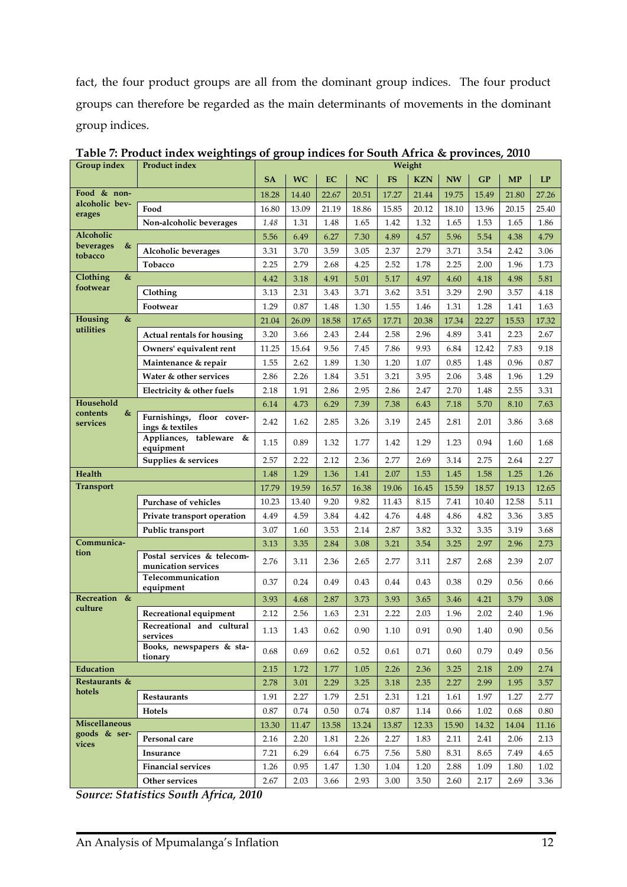fact, the four product groups are all from the dominant group indices. The four product groups can therefore be regarded as the main determinants of movements in the dominant group indices.

**Table 7: Product index weightings of group indices for South Africa & provinces, 2010**

| Group index | Product index | Weight | | | | | | | | | |
|---|---|---|---|---|---|---|---|---|---|---|---|
| | | **SA** | **WC** | **EC** | **NC** | **FS** | **KZN** | **NW** | **GP** | **MP** | **LP** |
| **Food & non-alcoholic beverages** | | 18.28 | 14.40 | 22.67 | 20.51 | 17.27 | 21.44 | 19.75 | 15.49 | 21.80 | 27.26 |
| | **Food** | 16.80 | 13.09 | 21.19 | 18.86 | 15.85 | 20.12 | 18.10 | 13.96 | 20.15 | 25.40 |
| | **Non-alcoholic beverages** | *1.48* | 1.31 | 1.48 | 1.65 | 1.42 | 1.32 | 1.65 | 1.53 | 1.65 | 1.86 |
| **Alcoholic beverages & tobacco** | | 5.56 | 6.49 | 6.27 | 7.30 | 4.89 | 4.57 | 5.96 | 5.54 | 4.38 | 4.79 |
| | **Alcoholic beverages** | 3.31 | 3.70 | 3.59 | 3.05 | 2.37 | 2.79 | 3.71 | 3.54 | 2.42 | 3.06 |
| | **Tobacco** | 2.25 | 2.79 | 2.68 | 4.25 | 2.52 | 1.78 | 2.25 | 2.00 | 1.96 | 1.73 |
| **Clothing & footwear** | | 4.42 | 3.18 | 4.91 | 5.01 | 5.17 | 4.97 | 4.60 | 4.18 | 4.98 | 5.81 |
| | **Clothing** | 3.13 | 2.31 | 3.43 | 3.71 | 3.62 | 3.51 | 3.29 | 2.90 | 3.57 | 4.18 |
| | **Footwear** | 1.29 | 0.87 | 1.48 | 1.30 | 1.55 | 1.46 | 1.31 | 1.28 | 1.41 | 1.63 |
| **Housing & utilities** | | 21.04 | 26.09 | 18.58 | 17.65 | 17.71 | 20.38 | 17.34 | 22.27 | 15.53 | 17.32 |
| | **Actual rentals for housing** | 3.20 | 3.66 | 2.43 | 2.44 | 2.58 | 2.96 | 4.89 | 3.41 | 2.23 | 2.67 |
| | **Owners' equivalent rent** | 11.25 | 15.64 | 9.56 | 7.45 | 7.86 | 9.93 | 6.84 | 12.42 | 7.83 | 9.18 |
| | **Maintenance & repair** | 1.55 | 2.62 | 1.89 | 1.30 | 1.20 | 1.07 | 0.85 | 1.48 | 0.96 | 0.87 |
| | **Water & other services** | 2.86 | 2.26 | 1.84 | 3.51 | 3.21 | 3.95 | 2.06 | 3.48 | 1.96 | 1.29 |
| | **Electricity & other fuels** | 2.18 | 1.91 | 2.86 | 2.95 | 2.86 | 2.47 | 2.70 | 1.48 | 2.55 | 3.31 |
| **Household contents & services** | | 6.14 | 4.73 | 6.29 | 7.39 | 7.38 | 6.43 | 7.18 | 5.70 | 8.10 | 7.63 |
| | **Furnishings, floor coverings & textiles** | 2.42 | 1.62 | 2.85 | 3.26 | 3.19 | 2.45 | 2.81 | 2.01 | 3.86 | 3.68 |
| | **Appliances, tableware & equipment** | 1.15 | 0.89 | 1.32 | 1.77 | 1.42 | 1.29 | 1.23 | 0.94 | 1.60 | 1.68 |
| | **Supplies & services** | 2.57 | 2.22 | 2.12 | 2.36 | 2.77 | 2.69 | 3.14 | 2.75 | 2.64 | 2.27 |
| **Health** | | 1.48 | 1.29 | 1.36 | 1.41 | 2.07 | 1.53 | 1.45 | 1.58 | 1.25 | 1.26 |
| **Transport** | | 17.79 | 19.59 | 16.57 | 16.38 | 19.06 | 16.45 | 15.59 | 18.57 | 19.13 | 12.65 |
| | **Purchase of vehicles** | 10.23 | 13.40 | 9.20 | 9.82 | 11.43 | 8.15 | 7.41 | 10.40 | 12.58 | 5.11 |
| | **Private transport operation** | 4.49 | 4.59 | 3.84 | 4.42 | 4.76 | 4.48 | 4.86 | 4.82 | 3.36 | 3.85 |
| | **Public transport** | 3.07 | 1.60 | 3.53 | 2.14 | 2.87 | 3.82 | 3.32 | 3.35 | 3.19 | 3.68 |
| **Communication** | | 3.13 | 3.35 | 2.84 | 3.08 | 3.21 | 3.54 | 3.25 | 2.97 | 2.96 | 2.73 |
| | **Postal services & telecommunication services** | 2.76 | 3.11 | 2.36 | 2.65 | 2.77 | 3.11 | 2.87 | 2.68 | 2.39 | 2.07 |
| | **Telecommunication equipment** | 0.37 | 0.24 | 0.49 | 0.43 | 0.44 | 0.43 | 0.38 | 0.29 | 0.56 | 0.66 |
| **Recreation & culture** | | 3.93 | 4.68 | 2.87 | 3.73 | 3.93 | 3.65 | 3.46 | 4.21 | 3.79 | 3.08 |
| | **Recreational equipment** | 2.12 | 2.56 | 1.63 | 2.31 | 2.22 | 2.03 | 1.96 | 2.02 | 2.40 | 1.96 |
| | **Recreational and cultural services** | 1.13 | 1.43 | 0.62 | 0.90 | 1.10 | 0.91 | 0.90 | 1.40 | 0.90 | 0.56 |
| | **Books, newspapers & stationary** | 0.68 | 0.69 | 0.62 | 0.52 | 0.61 | 0.71 | 0.60 | 0.79 | 0.49 | 0.56 |
| **Education** | | 2.15 | 1.72 | 1.77 | 1.05 | 2.26 | 2.36 | 3.25 | 2.18 | 2.09 | 2.74 |
| **Restaurants & hotels** | | 2.78 | 3.01 | 2.29 | 3.25 | 3.18 | 2.35 | 2.27 | 2.99 | 1.95 | 3.57 |
| | **Restaurants** | 1.91 | 2.27 | 1.79 | 2.51 | 2.31 | 1.21 | 1.61 | 1.97 | 1.27 | 2.77 |
| | **Hotels** | 0.87 | 0.74 | 0.50 | 0.74 | 0.87 | 1.14 | 0.66 | 1.02 | 0.68 | 0.80 |
| **Miscellaneous goods & services** | | 13.30 | 11.47 | 13.58 | 13.24 | 13.87 | 12.33 | 15.90 | 14.32 | 14.04 | 11.16 |
| | **Personal care** | 2.16 | 2.20 | 1.81 | 2.26 | 2.27 | 1.83 | 2.11 | 2.41 | 2.06 | 2.13 |
| | **Insurance** | 7.21 | 6.29 | 6.64 | 6.75 | 7.56 | 5.80 | 8.31 | 8.65 | 7.49 | 4.65 |
| | **Financial services** | 1.26 | 0.95 | 1.47 | 1.30 | 1.04 | 1.20 | 2.88 | 1.09 | 1.80 | 1.02 |
| | **Other services** | 2.67 | 2.03 | 3.66 | 2.93 | 3.00 | 3.50 | 2.60 | 2.17 | 2.69 | 3.36 |

***Source: Statistics South Africa, 2010***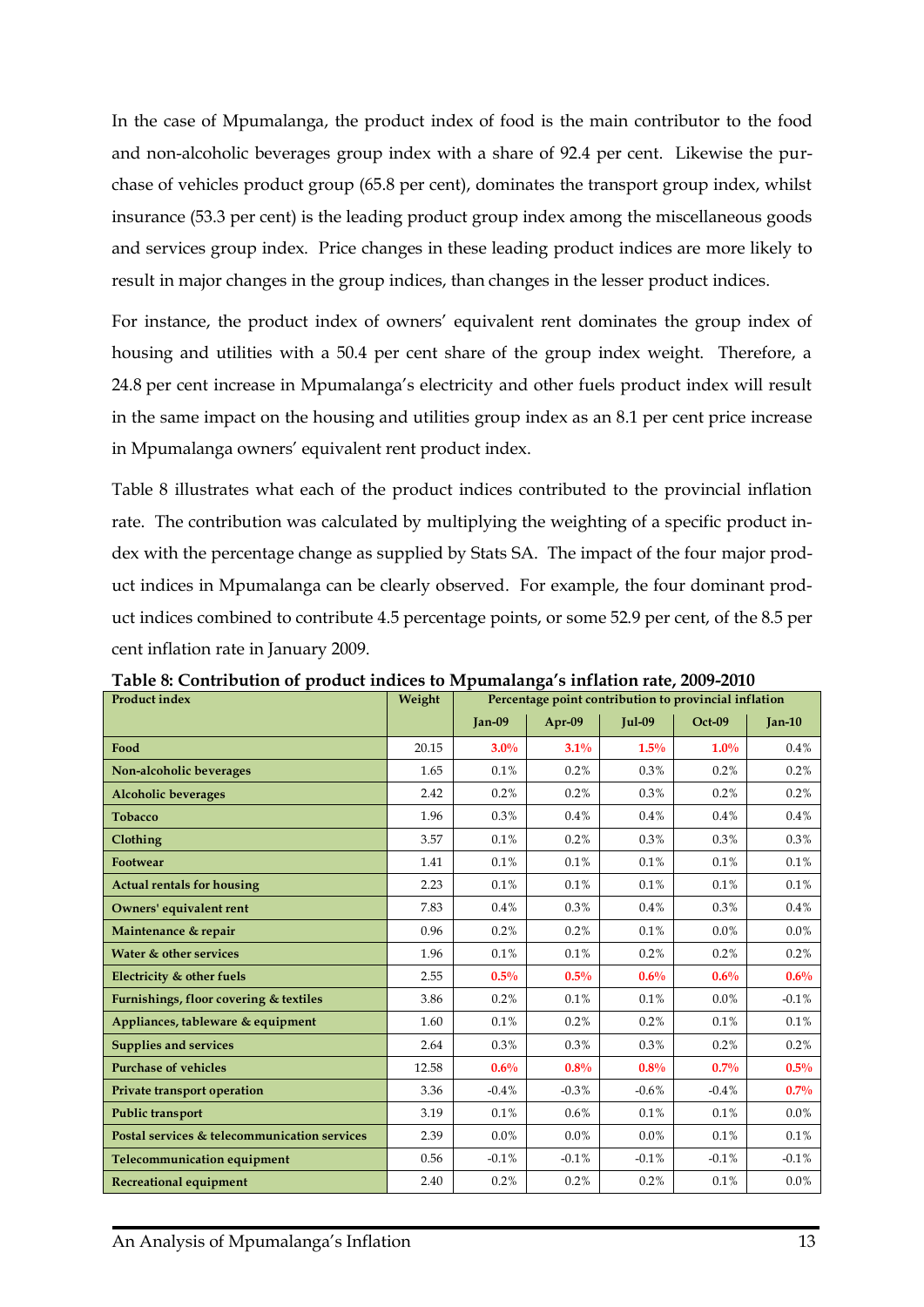In the case of Mpumalanga, the product index of food is the main contributor to the food and non-alcoholic beverages group index with a share of 92.4 per cent. Likewise the purchase of vehicles product group (65.8 per cent), dominates the transport group index, whilst insurance (53.3 per cent) is the leading product group index among the miscellaneous goods and services group index. Price changes in these leading product indices are more likely to result in major changes in the group indices, than changes in the lesser product indices.

For instance, the product index of owners' equivalent rent dominates the group index of housing and utilities with a 50.4 per cent share of the group index weight. Therefore, a 24.8 per cent increase in Mpumalanga's electricity and other fuels product index will result in the same impact on the housing and utilities group index as an 8.1 per cent price increase in Mpumalanga owners' equivalent rent product index.

Table 8 illustrates what each of the product indices contributed to the provincial inflation rate. The contribution was calculated by multiplying the weighting of a specific product index with the percentage change as supplied by Stats SA. The impact of the four major product indices in Mpumalanga can be clearly observed. For example, the four dominant product indices combined to contribute 4.5 percentage points, or some 52.9 per cent, of the 8.5 per cent inflation rate in January 2009.

**Table 8: Contribution of product indices to Mpumalanga's inflation rate, 2009-2010**

| Product index | Weight | Percentage point contribution to provincial inflation | | | | |
|---|---|---|---|---|---|---|
| | | Jan-09 | Apr-09 | Jul-09 | Oct-09 | Jan-10 |
| Food | 20.15 | **3.0%** | **3.1%** | **1.5%** | **1.0%** | 0.4% |
| Non-alcoholic beverages | 1.65 | 0.1% | 0.2% | 0.3% | 0.2% | 0.2% |
| Alcoholic beverages | 2.42 | 0.2% | 0.2% | 0.3% | 0.2% | 0.2% |
| Tobacco | 1.96 | 0.3% | 0.4% | 0.4% | 0.4% | 0.4% |
| Clothing | 3.57 | 0.1% | 0.2% | 0.3% | 0.3% | 0.3% |
| Footwear | 1.41 | 0.1% | 0.1% | 0.1% | 0.1% | 0.1% |
| Actual rentals for housing | 2.23 | 0.1% | 0.1% | 0.1% | 0.1% | 0.1% |
| Owners' equivalent rent | 7.83 | 0.4% | 0.3% | 0.4% | 0.3% | 0.4% |
| Maintenance & repair | 0.96 | 0.2% | 0.2% | 0.1% | 0.0% | 0.0% |
| Water & other services | 1.96 | 0.1% | 0.1% | 0.2% | 0.2% | 0.2% |
| Electricity & other fuels | 2.55 | **0.5%** | **0.5%** | **0.6%** | **0.6%** | **0.6%** |
| Furnishings, floor covering & textiles | 3.86 | 0.2% | 0.1% | 0.1% | 0.0% | -0.1% |
| Appliances, tableware & equipment | 1.60 | 0.1% | 0.2% | 0.2% | 0.1% | 0.1% |
| Supplies and services | 2.64 | 0.3% | 0.3% | 0.3% | 0.2% | 0.2% |
| Purchase of vehicles | 12.58 | **0.6%** | **0.8%** | **0.8%** | **0.7%** | **0.5%** |
| Private transport operation | 3.36 | -0.4% | -0.3% | -0.6% | -0.4% | **0.7%** |
| Public transport | 3.19 | 0.1% | 0.6% | 0.1% | 0.1% | 0.0% |
| Postal services & telecommunication services | 2.39 | 0.0% | 0.0% | 0.0% | 0.1% | 0.1% |
| Telecommunication equipment | 0.56 | -0.1% | -0.1% | -0.1% | -0.1% | -0.1% |
| Recreational equipment | 2.40 | 0.2% | 0.2% | 0.2% | 0.1% | 0.0% |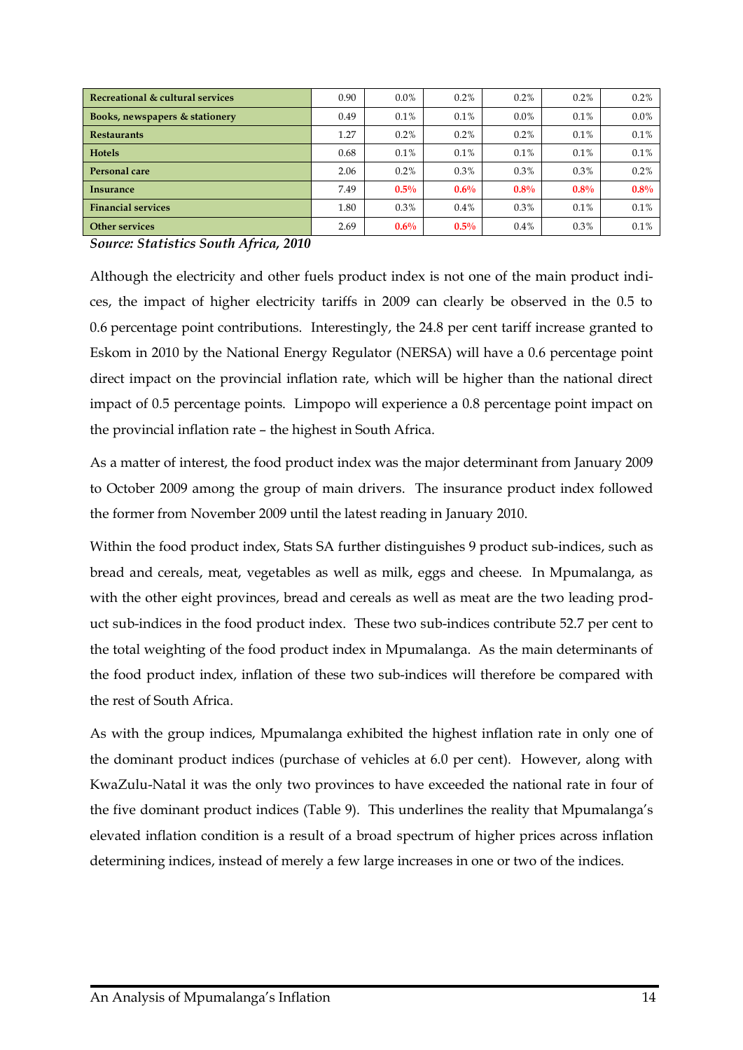| | | | | | | |
|---|---|---|---|---|---|---|
| **Recreational & cultural services** | 0.90 | 0.0% | 0.2% | 0.2% | 0.2% | 0.2% |
| **Books, newspapers & stationery** | 0.49 | 0.1% | 0.1% | 0.0% | 0.1% | 0.0% |
| **Restaurants** | 1.27 | 0.2% | 0.2% | 0.2% | 0.1% | 0.1% |
| **Hotels** | 0.68 | 0.1% | 0.1% | 0.1% | 0.1% | 0.1% |
| **Personal care** | 2.06 | 0.2% | 0.3% | 0.3% | 0.3% | 0.2% |
| **Insurance** | 7.49 | **0.5%** | **0.6%** | **0.8%** | **0.8%** | **0.8%** |
| **Financial services** | 1.80 | 0.3% | 0.4% | 0.3% | 0.1% | 0.1% |
| **Other services** | 2.69 | **0.6%** | **0.5%** | 0.4% | 0.3% | 0.1% |

***Source: Statistics South Africa, 2010***

Although the electricity and other fuels product index is not one of the main product indices, the impact of higher electricity tariffs in 2009 can clearly be observed in the 0.5 to 0.6 percentage point contributions. Interestingly, the 24.8 per cent tariff increase granted to Eskom in 2010 by the National Energy Regulator (NERSA) will have a 0.6 percentage point direct impact on the provincial inflation rate, which will be higher than the national direct impact of 0.5 percentage points. Limpopo will experience a 0.8 percentage point impact on the provincial inflation rate – the highest in South Africa.

As a matter of interest, the food product index was the major determinant from January 2009 to October 2009 among the group of main drivers. The insurance product index followed the former from November 2009 until the latest reading in January 2010.

Within the food product index, Stats SA further distinguishes 9 product sub-indices, such as bread and cereals, meat, vegetables as well as milk, eggs and cheese. In Mpumalanga, as with the other eight provinces, bread and cereals as well as meat are the two leading product sub-indices in the food product index. These two sub-indices contribute 52.7 per cent to the total weighting of the food product index in Mpumalanga. As the main determinants of the food product index, inflation of these two sub-indices will therefore be compared with the rest of South Africa.

As with the group indices, Mpumalanga exhibited the highest inflation rate in only one of the dominant product indices (purchase of vehicles at 6.0 per cent). However, along with KwaZulu-Natal it was the only two provinces to have exceeded the national rate in four of the five dominant product indices (Table 9). This underlines the reality that Mpumalanga's elevated inflation condition is a result of a broad spectrum of higher prices across inflation determining indices, instead of merely a few large increases in one or two of the indices.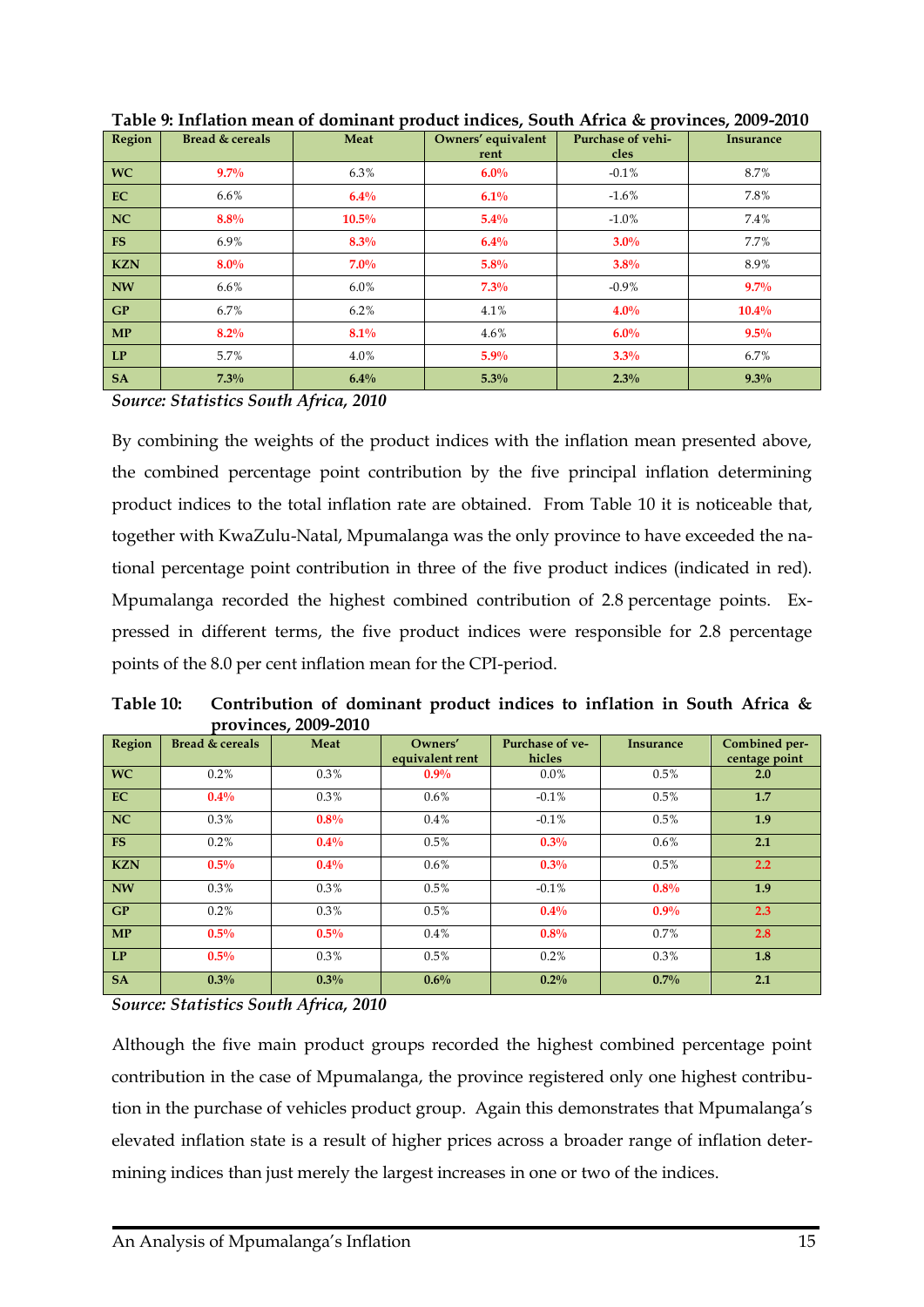**Table 9: Inflation mean of dominant product indices, South Africa & provinces, 2009-2010**

| Region | Bread & cereals | Meat | Owners' equivalent rent | Purchase of vehicles | Insurance |
|---|---|---|---|---|---|
| **WC** | **9.7%** | 6.3% | **6.0%** | -0.1% | 8.7% |
| **EC** | 6.6% | **6.4%** | **6.1%** | -1.6% | 7.8% |
| **NC** | **8.8%** | **10.5%** | **5.4%** | -1.0% | 7.4% |
| **FS** | 6.9% | **8.3%** | **6.4%** | **3.0%** | 7.7% |
| **KZN** | **8.0%** | **7.0%** | **5.8%** | **3.8%** | 8.9% |
| **NW** | 6.6% | 6.0% | **7.3%** | -0.9% | **9.7%** |
| **GP** | 6.7% | 6.2% | 4.1% | **4.0%** | **10.4%** |
| **MP** | **8.2%** | **8.1%** | 4.6% | **6.0%** | **9.5%** |
| **LP** | 5.7% | 4.0% | **5.9%** | **3.3%** | 6.7% |
| **SA** | **7.3%** | **6.4%** | **5.3%** | **2.3%** | **9.3%** |

*Source: Statistics South Africa, 2010*

By combining the weights of the product indices with the inflation mean presented above, the combined percentage point contribution by the five principal inflation determining product indices to the total inflation rate are obtained. From Table 10 it is noticeable that, together with KwaZulu-Natal, Mpumalanga was the only province to have exceeded the national percentage point contribution in three of the five product indices (indicated in red). Mpumalanga recorded the highest combined contribution of 2.8 percentage points. Expressed in different terms, the five product indices were responsible for 2.8 percentage points of the 8.0 per cent inflation mean for the CPI-period.

**Table 10: Contribution of dominant product indices to inflation in South Africa & provinces, 2009-2010**

| Region | Bread & cereals | Meat | Owners' equivalent rent | Purchase of vehicles | Insurance | Combined percentage point |
|---|---|---|---|---|---|---|
| **WC** | 0.2% | 0.3% | **0.9%** | 0.0% | 0.5% | **2.0** |
| **EC** | **0.4%** | 0.3% | 0.6% | -0.1% | 0.5% | **1.7** |
| **NC** | 0.3% | **0.8%** | 0.4% | -0.1% | 0.5% | **1.9** |
| **FS** | 0.2% | **0.4%** | 0.5% | **0.3%** | 0.6% | **2.1** |
| **KZN** | **0.5%** | **0.4%** | 0.6% | **0.3%** | 0.5% | **2.2** |
| **NW** | 0.3% | 0.3% | 0.5% | -0.1% | **0.8%** | **1.9** |
| **GP** | 0.2% | 0.3% | 0.5% | **0.4%** | **0.9%** | **2.3** |
| **MP** | **0.5%** | **0.5%** | 0.4% | **0.8%** | 0.7% | **2.8** |
| **LP** | **0.5%** | 0.3% | 0.5% | 0.2% | 0.3% | **1.8** |
| **SA** | **0.3%** | **0.3%** | **0.6%** | **0.2%** | **0.7%** | **2.1** |

*Source: Statistics South Africa, 2010*

Although the five main product groups recorded the highest combined percentage point contribution in the case of Mpumalanga, the province registered only one highest contribution in the purchase of vehicles product group. Again this demonstrates that Mpumalanga's elevated inflation state is a result of higher prices across a broader range of inflation determining indices than just merely the largest increases in one or two of the indices.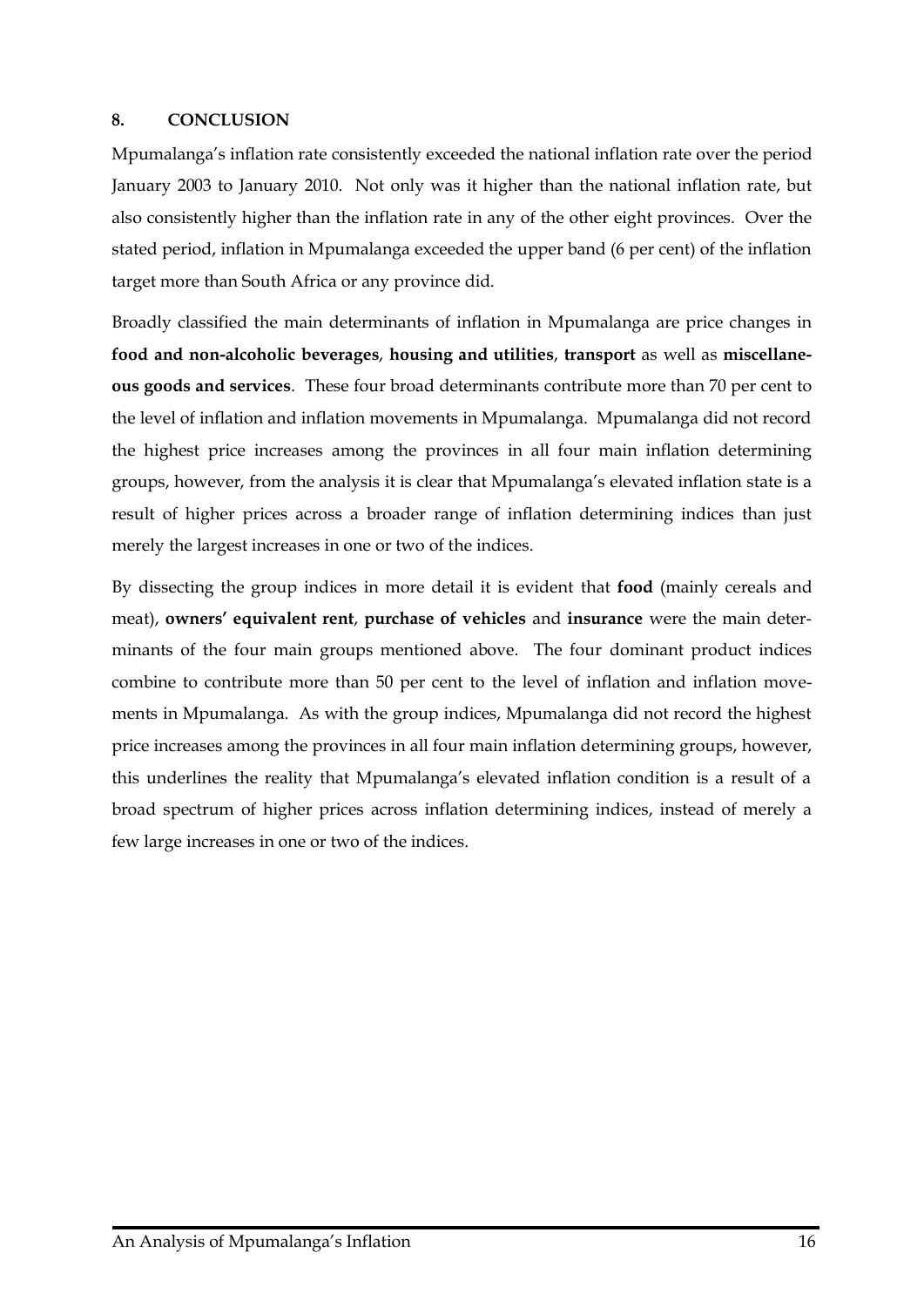## 8. CONCLUSION

Mpumalanga's inflation rate consistently exceeded the national inflation rate over the period January 2003 to January 2010. Not only was it higher than the national inflation rate, but also consistently higher than the inflation rate in any of the other eight provinces. Over the stated period, inflation in Mpumalanga exceeded the upper band (6 per cent) of the inflation target more than South Africa or any province did.

Broadly classified the main determinants of inflation in Mpumalanga are price changes in **food and non-alcoholic beverages**, **housing and utilities**, **transport** as well as **miscellaneous goods and services**. These four broad determinants contribute more than 70 per cent to the level of inflation and inflation movements in Mpumalanga. Mpumalanga did not record the highest price increases among the provinces in all four main inflation determining groups, however, from the analysis it is clear that Mpumalanga's elevated inflation state is a result of higher prices across a broader range of inflation determining indices than just merely the largest increases in one or two of the indices.

By dissecting the group indices in more detail it is evident that **food** (mainly cereals and meat), **owners' equivalent rent**, **purchase of vehicles** and **insurance** were the main determinants of the four main groups mentioned above. The four dominant product indices combine to contribute more than 50 per cent to the level of inflation and inflation movements in Mpumalanga. As with the group indices, Mpumalanga did not record the highest price increases among the provinces in all four main inflation determining groups, however, this underlines the reality that Mpumalanga's elevated inflation condition is a result of a broad spectrum of higher prices across inflation determining indices, instead of merely a few large increases in one or two of the indices.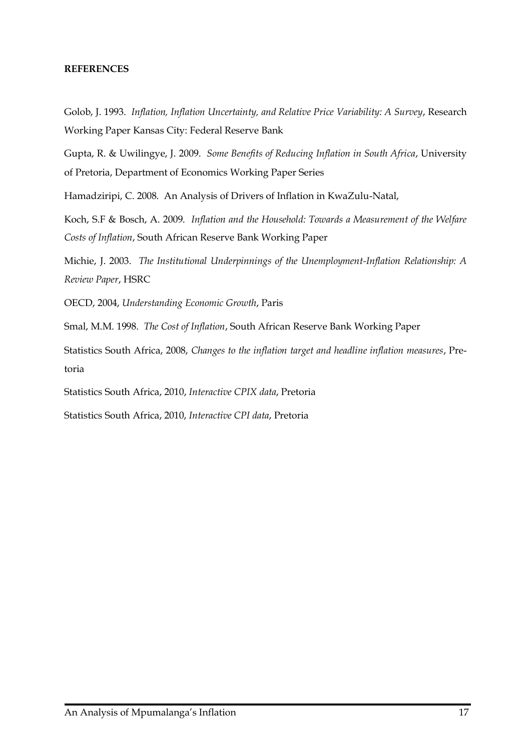**REFERENCES**

Golob, J. 1993. *Inflation, Inflation Uncertainty, and Relative Price Variability: A Survey*, Research Working Paper Kansas City: Federal Reserve Bank

Gupta, R. & Uwilingye, J. 2009. *Some Benefits of Reducing Inflation in South Africa*, University of Pretoria, Department of Economics Working Paper Series

Hamadziripi, C. 2008. An Analysis of Drivers of Inflation in KwaZulu-Natal,

Koch, S.F & Bosch, A. 2009. *Inflation and the Household: Towards a Measurement of the Welfare Costs of Inflation*, South African Reserve Bank Working Paper

Michie, J. 2003. *The Institutional Underpinnings of the Unemployment-Inflation Relationship: A Review Paper*, HSRC

OECD, 2004, *Understanding Economic Growth*, Paris

Smal, M.M. 1998. *The Cost of Inflation*, South African Reserve Bank Working Paper

Statistics South Africa, 2008, *Changes to the inflation target and headline inflation measures*, Pretoria

Statistics South Africa, 2010, *Interactive CPIX data*, Pretoria

Statistics South Africa, 2010, *Interactive CPI data*, Pretoria